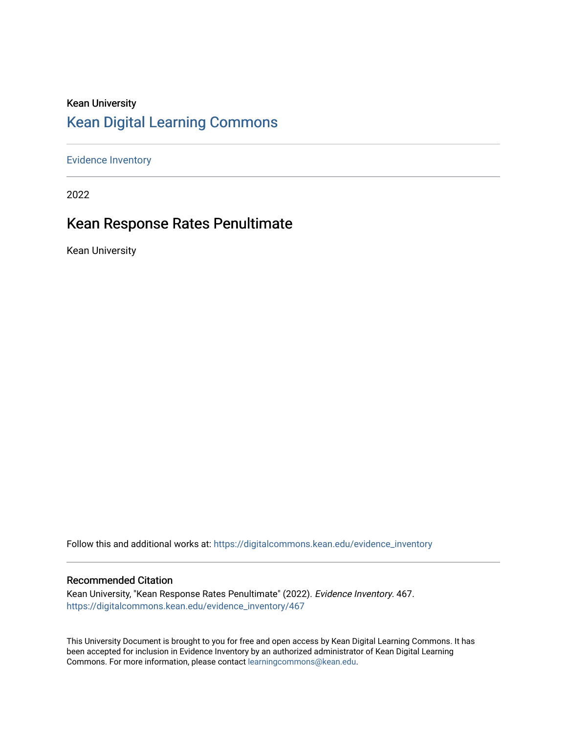Kean University

## Kean Digital Learning Commons

Evidence Inventory

2022

# Kean Response Rates Penultimate

Kean University

Follow this and additional works at: https://digitalcommons.kean.edu/evidence_inventory

### Recommended Citation

Kean University, "Kean Response Rates Penultimate" (2022). *Evidence Inventory*. 467.
https://digitalcommons.kean.edu/evidence_inventory/467

This University Document is brought to you for free and open access by Kean Digital Learning Commons. It has been accepted for inclusion in Evidence Inventory by an authorized administrator of Kean Digital Learning Commons. For more information, please contact learningcommons@kean.edu.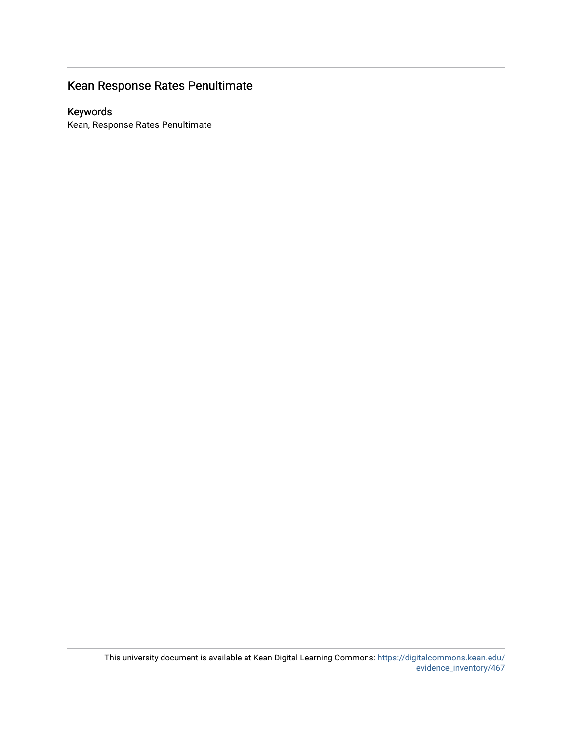## Kean Response Rates Penultimate

### Keywords

Kean, Response Rates Penultimate

This university document is available at Kean Digital Learning Commons: https://digitalcommons.kean.edu/evidence_inventory/467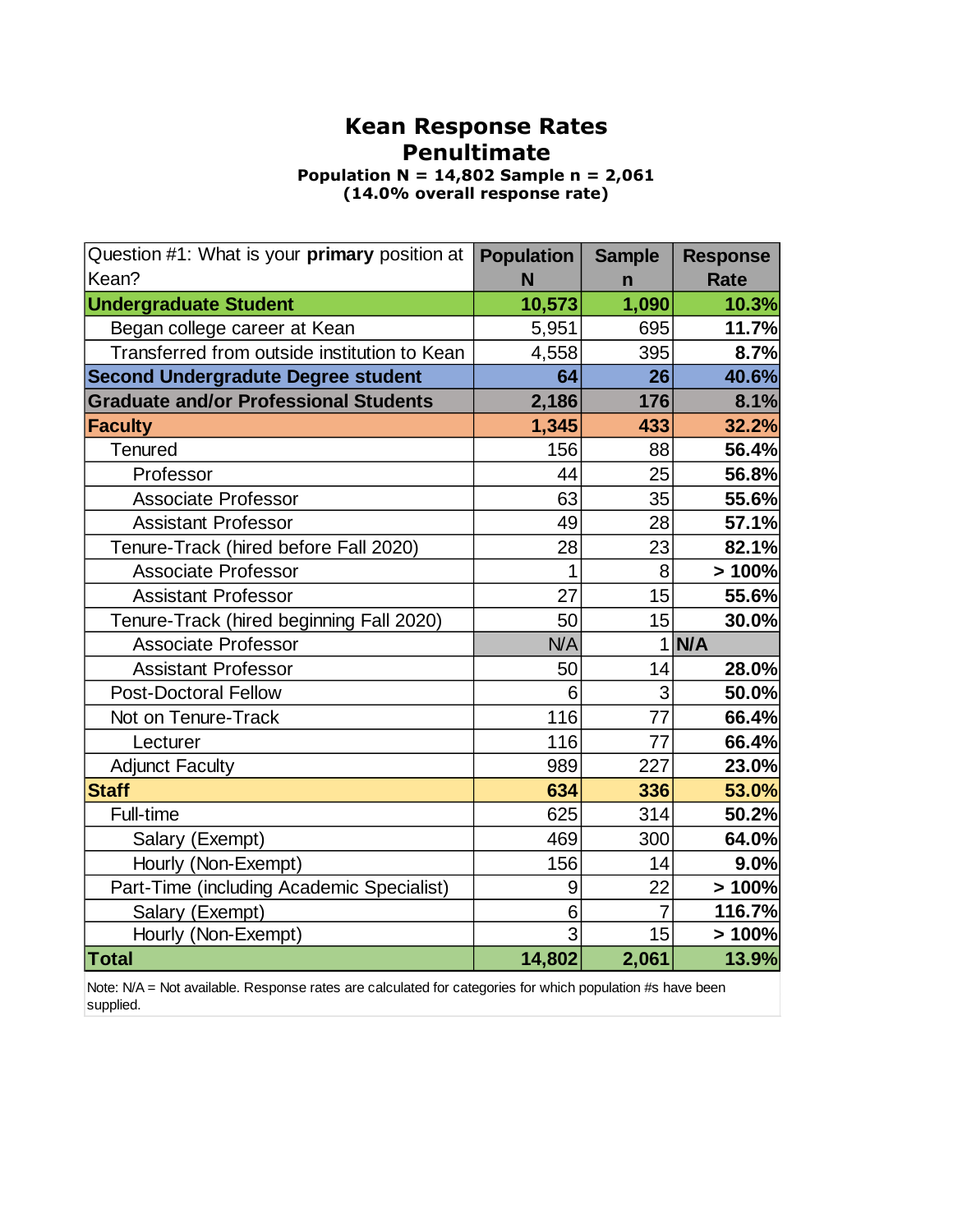# Kean Response Rates

## Penultimate

**Population N = 14,802 Sample n = 2,061**
**(14.0% overall response rate)**

| Question #1: What is your **primary** position at Kean? | Population N | Sample n | Response Rate |
|---|---|---|---|
| **Undergraduate Student** | **10,573** | **1,090** | **10.3%** |
| Began college career at Kean | 5,951 | 695 | **11.7%** |
| Transferred from outside institution to Kean | 4,558 | 395 | **8.7%** |
| **Second Undergradute Degree student** | **64** | **26** | **40.6%** |
| **Graduate and/or Professional Students** | **2,186** | **176** | **8.1%** |
| **Faculty** | **1,345** | **433** | **32.2%** |
| Tenured | 156 | 88 | **56.4%** |
| Professor | 44 | 25 | **56.8%** |
| Associate Professor | 63 | 35 | **55.6%** |
| Assistant Professor | 49 | 28 | **57.1%** |
| Tenure-Track (hired before Fall 2020) | 28 | 23 | **82.1%** |
| Associate Professor | 1 | 8 | **> 100%** |
| Assistant Professor | 27 | 15 | **55.6%** |
| Tenure-Track (hired beginning Fall 2020) | 50 | 15 | **30.0%** |
| Associate Professor | N/A | 1 | **N/A** |
| Assistant Professor | 50 | 14 | **28.0%** |
| Post-Doctoral Fellow | 6 | 3 | **50.0%** |
| Not on Tenure-Track | 116 | 77 | **66.4%** |
| Lecturer | 116 | 77 | **66.4%** |
| Adjunct Faculty | 989 | 227 | **23.0%** |
| **Staff** | **634** | **336** | **53.0%** |
| Full-time | 625 | 314 | **50.2%** |
| Salary (Exempt) | 469 | 300 | **64.0%** |
| Hourly (Non-Exempt) | 156 | 14 | **9.0%** |
| Part-Time (including Academic Specialist) | 9 | 22 | **> 100%** |
| Salary (Exempt) | 6 | 7 | **116.7%** |
| Hourly (Non-Exempt) | 3 | 15 | **> 100%** |
| **Total** | **14,802** | **2,061** | **13.9%** |

Note: N/A = Not available. Response rates are calculated for categories for which population #s have been supplied.